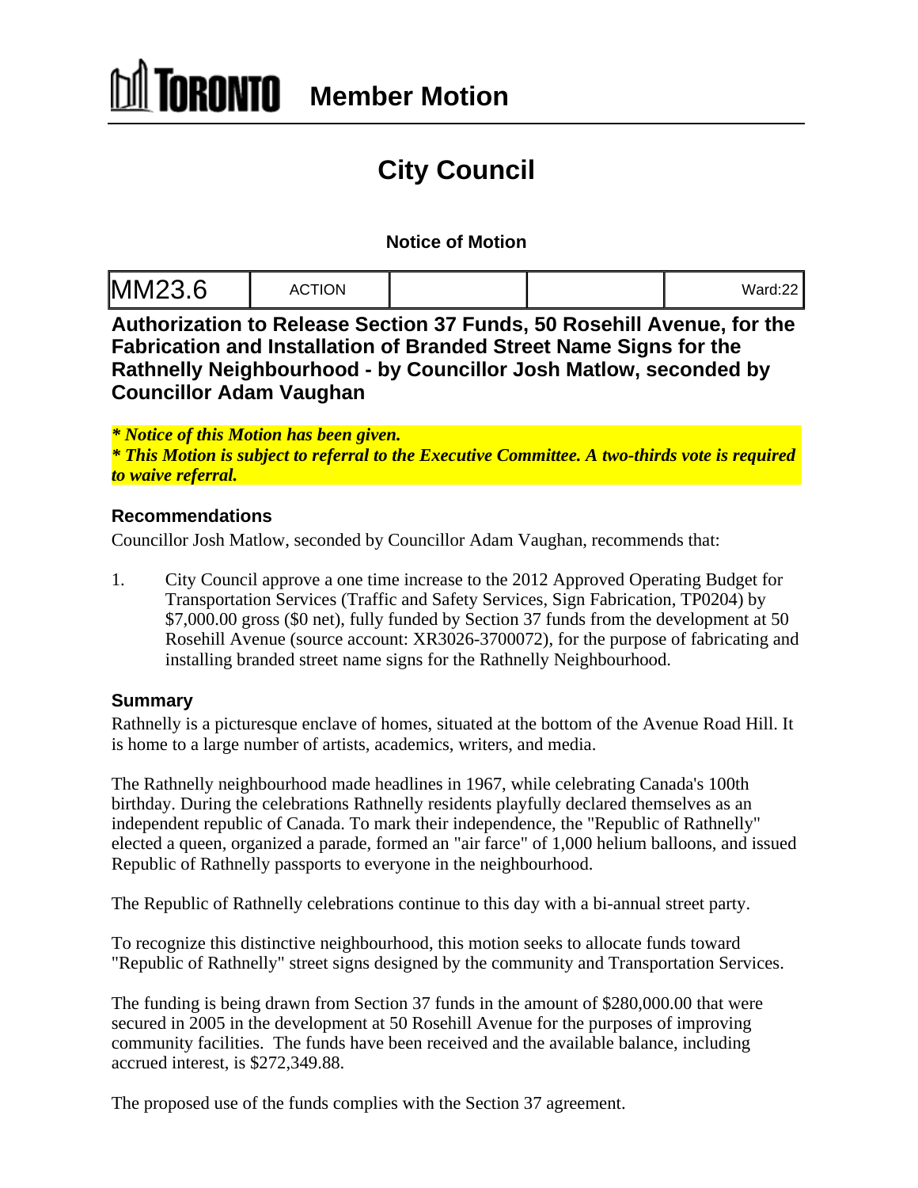# TORONTO Member Motion

## City Council

### Notice of Motion

| MM23.6 | ACTION | | | Ward:22 |
|---|---|---|---|---|

**Authorization to Release Section 37 Funds, 50 Rosehill Avenue, for the Fabrication and Installation of Branded Street Name Signs for the Rathnelly Neighbourhood - by Councillor Josh Matlow, seconded by Councillor Adam Vaughan**

***\* Notice of this Motion has been given.***
***\* This Motion is subject to referral to the Executive Committee. A two-thirds vote is required to waive referral.***

### Recommendations

Councillor Josh Matlow, seconded by Councillor Adam Vaughan, recommends that:

1. City Council approve a one time increase to the 2012 Approved Operating Budget for Transportation Services (Traffic and Safety Services, Sign Fabrication, TP0204) by $7,000.00 gross ($0 net), fully funded by Section 37 funds from the development at 50 Rosehill Avenue (source account: XR3026-3700072), for the purpose of fabricating and installing branded street name signs for the Rathnelly Neighbourhood.

### Summary

Rathnelly is a picturesque enclave of homes, situated at the bottom of the Avenue Road Hill. It is home to a large number of artists, academics, writers, and media.

The Rathnelly neighbourhood made headlines in 1967, while celebrating Canada's 100th birthday. During the celebrations Rathnelly residents playfully declared themselves as an independent republic of Canada. To mark their independence, the "Republic of Rathnelly" elected a queen, organized a parade, formed an "air farce" of 1,000 helium balloons, and issued Republic of Rathnelly passports to everyone in the neighbourhood.

The Republic of Rathnelly celebrations continue to this day with a bi-annual street party.

To recognize this distinctive neighbourhood, this motion seeks to allocate funds toward "Republic of Rathnelly" street signs designed by the community and Transportation Services.

The funding is being drawn from Section 37 funds in the amount of $280,000.00 that were secured in 2005 in the development at 50 Rosehill Avenue for the purposes of improving community facilities. The funds have been received and the available balance, including accrued interest, is $272,349.88.

The proposed use of the funds complies with the Section 37 agreement.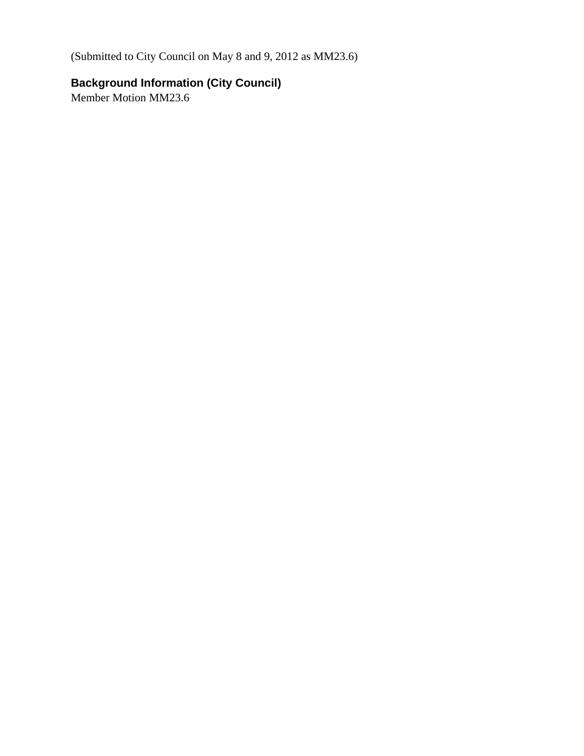(Submitted to City Council on May 8 and 9, 2012 as MM23.6)

**Background Information (City Council)**

Member Motion MM23.6